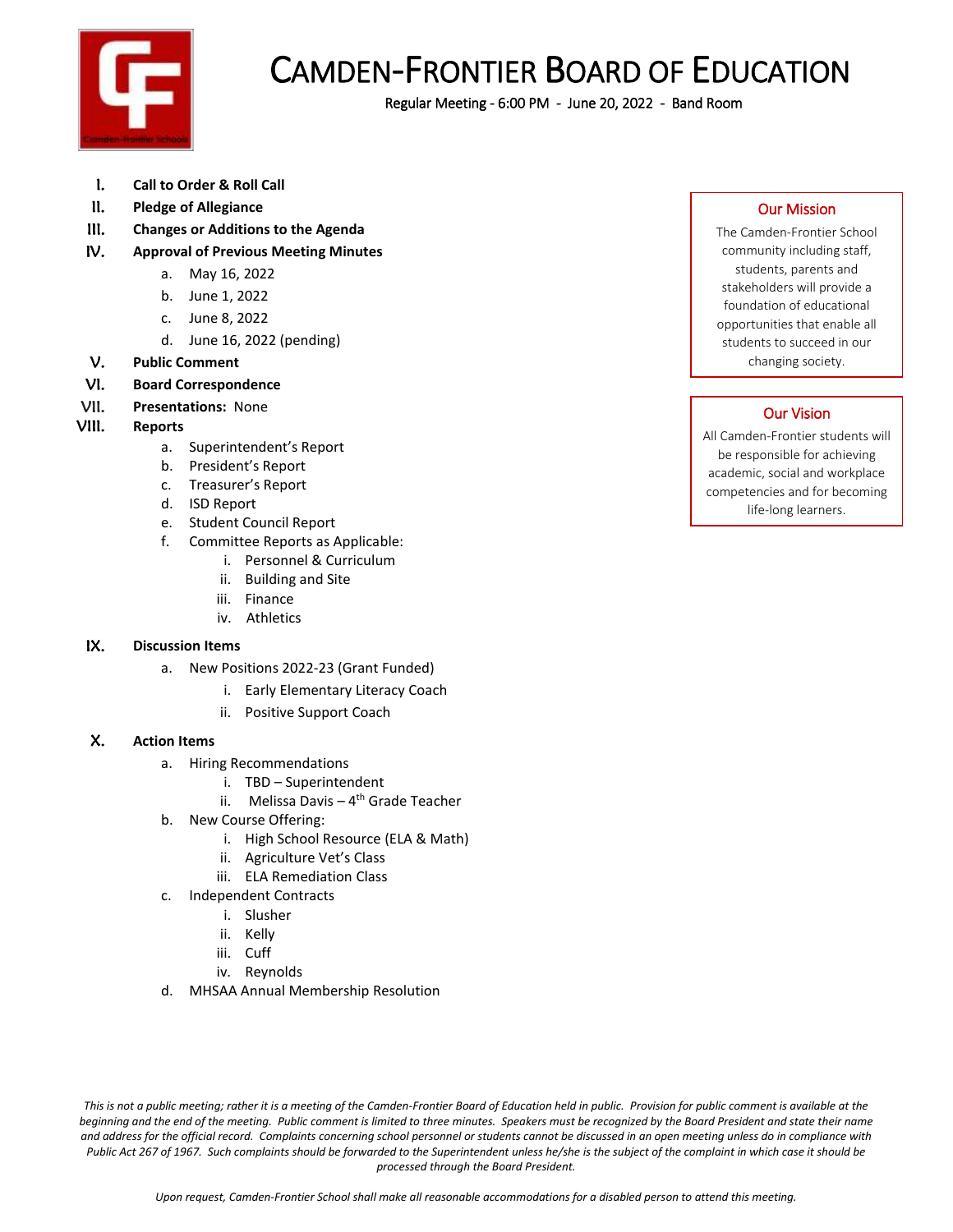# CAMDEN-FRONTIER BOARD OF EDUCATION

Regular Meeting - 6:00 PM - June 20, 2022 - Band Room

I. **Call to Order & Roll Call**

II. **Pledge of Allegiance**

III. **Changes or Additions to the Agenda**

IV. **Approval of Previous Meeting Minutes**
   - a. May 16, 2022
   - b. June 1, 2022
   - c. June 8, 2022
   - d. June 16, 2022 (pending)

V. **Public Comment**

VI. **Board Correspondence**

VII. **Presentations:** None

VIII. **Reports**
   - a. Superintendent's Report
   - b. President's Report
   - c. Treasurer's Report
   - d. ISD Report
   - e. Student Council Report
   - f. Committee Reports as Applicable:
     - i. Personnel & Curriculum
     - ii. Building and Site
     - iii. Finance
     - iv. Athletics

IX. **Discussion Items**
   - a. New Positions 2022-23 (Grant Funded)
     - i. Early Elementary Literacy Coach
     - ii. Positive Support Coach

X. **Action Items**
   - a. Hiring Recommendations
     - i. TBD – Superintendent
     - ii. Melissa Davis – 4th Grade Teacher
   - b. New Course Offering:
     - i. High School Resource (ELA & Math)
     - ii. Agriculture Vet's Class
     - iii. ELA Remediation Class
   - c. Independent Contracts
     - i. Slusher
     - ii. Kelly
     - iii. Cuff
     - iv. Reynolds
   - d. MHSAA Annual Membership Resolution

### Our Mission

The Camden-Frontier School community including staff, students, parents and stakeholders will provide a foundation of educational opportunities that enable all students to succeed in our changing society.

### Our Vision

All Camden-Frontier students will be responsible for achieving academic, social and workplace competencies and for becoming life-long learners.

*This is not a public meeting; rather it is a meeting of the Camden-Frontier Board of Education held in public. Provision for public comment is available at the beginning and the end of the meeting. Public comment is limited to three minutes. Speakers must be recognized by the Board President and state their name and address for the official record. Complaints concerning school personnel or students cannot be discussed in an open meeting unless do in compliance with Public Act 267 of 1967. Such complaints should be forwarded to the Superintendent unless he/she is the subject of the complaint in which case it should be processed through the Board President.*

*Upon request, Camden-Frontier School shall make all reasonable accommodations for a disabled person to attend this meeting.*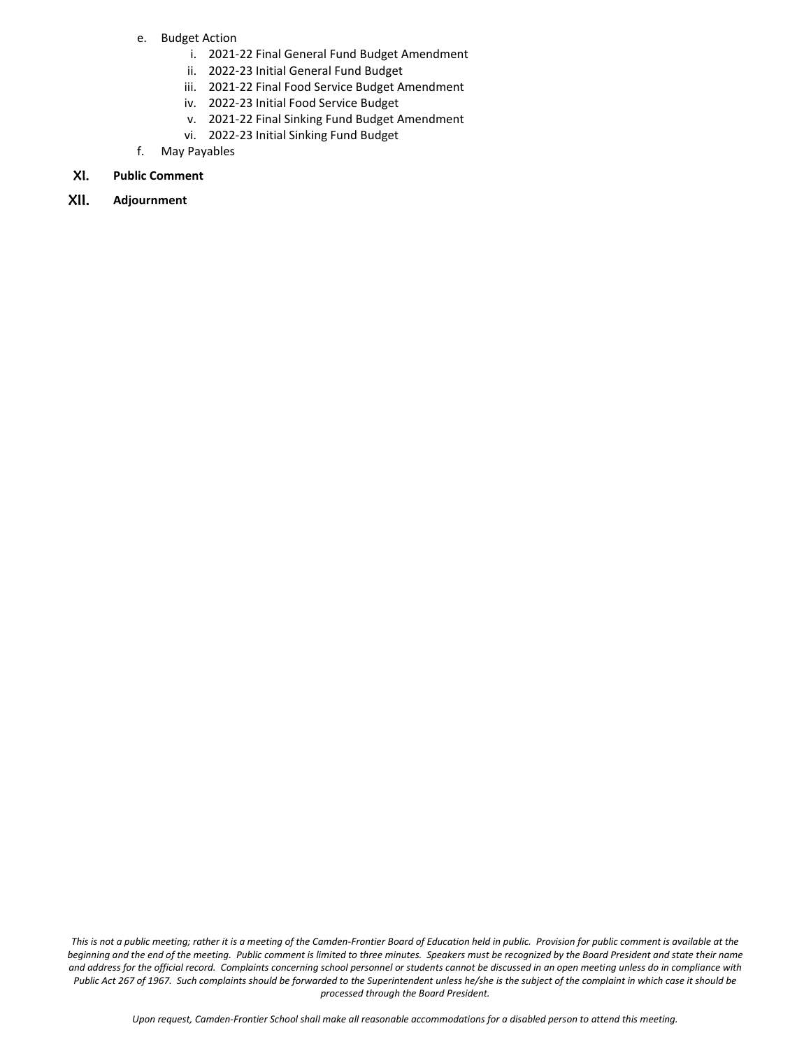e. Budget Action
    i. 2021-22 Final General Fund Budget Amendment
    ii. 2022-23 Initial General Fund Budget
    iii. 2021-22 Final Food Service Budget Amendment
    iv. 2022-23 Initial Food Service Budget
    v. 2021-22 Final Sinking Fund Budget Amendment
    vi. 2022-23 Initial Sinking Fund Budget

f. May Payables

XI. **Public Comment**

XII. **Adjournment**

*This is not a public meeting; rather it is a meeting of the Camden-Frontier Board of Education held in public. Provision for public comment is available at the beginning and the end of the meeting. Public comment is limited to three minutes. Speakers must be recognized by the Board President and state their name and address for the official record. Complaints concerning school personnel or students cannot be discussed in an open meeting unless do in compliance with Public Act 267 of 1967. Such complaints should be forwarded to the Superintendent unless he/she is the subject of the complaint in which case it should be processed through the Board President.*

*Upon request, Camden-Frontier School shall make all reasonable accommodations for a disabled person to attend this meeting.*